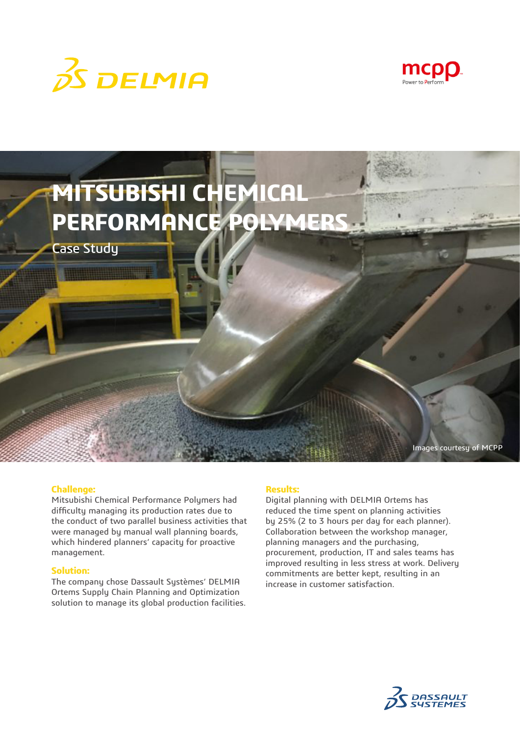# MITSUBISHI CHEMICAL PERFORMANCE POLYMERS

Case Study

Images courtesy of MCPP

**Challenge:**
Mitsubishi Chemical Performance Polymers had difficulty managing its production rates due to the conduct of two parallel business activities that were managed by manual wall planning boards, which hindered planners' capacity for proactive management.

**Solution:**
The company chose Dassault Systèmes' DELMIA Ortems Supply Chain Planning and Optimization solution to manage its global production facilities.

**Results:**
Digital planning with DELMIA Ortems has reduced the time spent on planning activities by 25% (2 to 3 hours per day for each planner). Collaboration between the workshop manager, planning managers and the purchasing, procurement, production, IT and sales teams has improved resulting in less stress at work. Delivery commitments are better kept, resulting in an increase in customer satisfaction.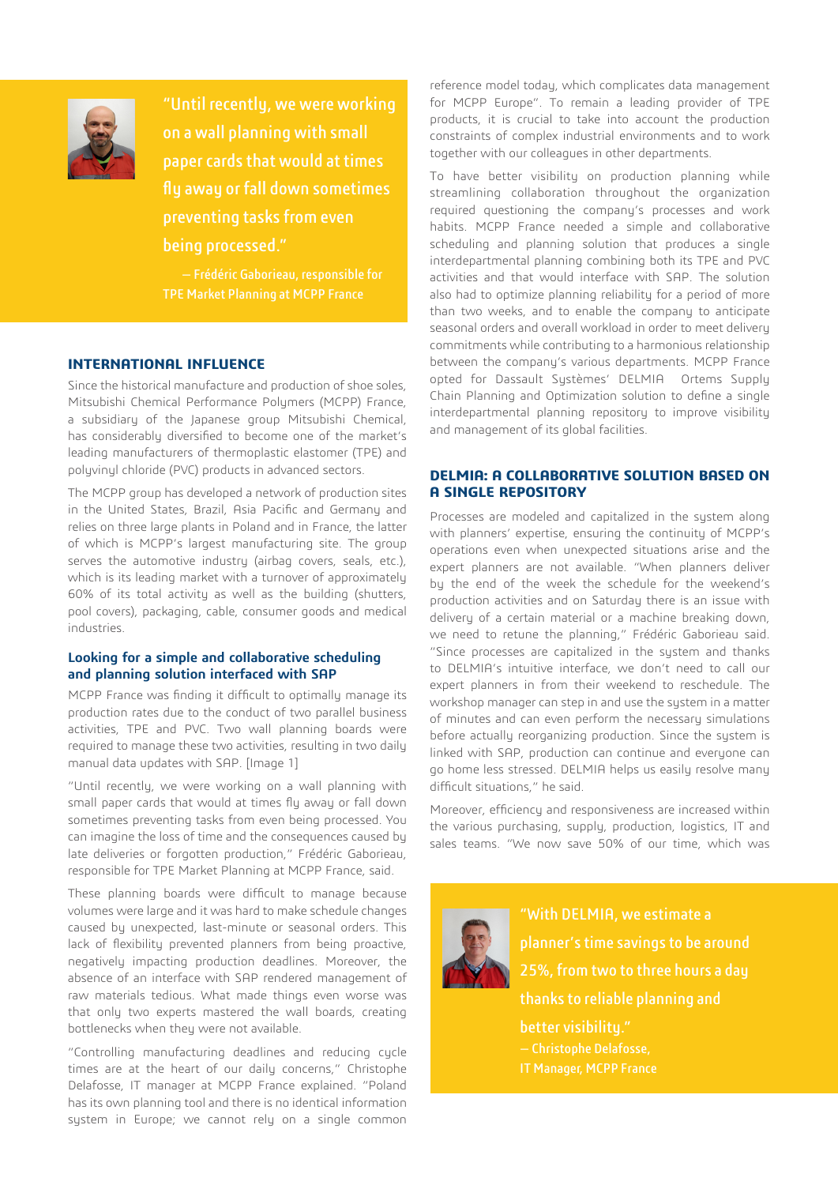> "Until recently, we were working on a wall planning with small paper cards that would at times fly away or fall down sometimes preventing tasks from even being processed."
>
> — Frédéric Gaborieau, responsible for TPE Market Planning at MCPP France

## INTERNATIONAL INFLUENCE

Since the historical manufacture and production of shoe soles, Mitsubishi Chemical Performance Polymers (MCPP) France, a subsidiary of the Japanese group Mitsubishi Chemical, has considerably diversified to become one of the market's leading manufacturers of thermoplastic elastomer (TPE) and polyvinyl chloride (PVC) products in advanced sectors.

The MCPP group has developed a network of production sites in the United States, Brazil, Asia Pacific and Germany and relies on three large plants in Poland and in France, the latter of which is MCPP's largest manufacturing site. The group serves the automotive industry (airbag covers, seals, etc.), which is its leading market with a turnover of approximately 60% of its total activity as well as the building (shutters, pool covers), packaging, cable, consumer goods and medical industries.

### Looking for a simple and collaborative scheduling and planning solution interfaced with SAP

MCPP France was finding it difficult to optimally manage its production rates due to the conduct of two parallel business activities, TPE and PVC. Two wall planning boards were required to manage these two activities, resulting in two daily manual data updates with SAP. [Image 1]

"Until recently, we were working on a wall planning with small paper cards that would at times fly away or fall down sometimes preventing tasks from even being processed. You can imagine the loss of time and the consequences caused by late deliveries or forgotten production," Frédéric Gaborieau, responsible for TPE Market Planning at MCPP France, said.

These planning boards were difficult to manage because volumes were large and it was hard to make schedule changes caused by unexpected, last-minute or seasonal orders. This lack of flexibility prevented planners from being proactive, negatively impacting production deadlines. Moreover, the absence of an interface with SAP rendered management of raw materials tedious. What made things even worse was that only two experts mastered the wall boards, creating bottlenecks when they were not available.

"Controlling manufacturing deadlines and reducing cycle times are at the heart of our daily concerns," Christophe Delafosse, IT manager at MCPP France explained. "Poland has its own planning tool and there is no identical information system in Europe; we cannot rely on a single common reference model today, which complicates data management for MCPP Europe". To remain a leading provider of TPE products, it is crucial to take into account the production constraints of complex industrial environments and to work together with our colleagues in other departments.

To have better visibility on production planning while streamlining collaboration throughout the organization required questioning the company's processes and work habits. MCPP France needed a simple and collaborative scheduling and planning solution that produces a single interdepartmental planning combining both its TPE and PVC activities and that would interface with SAP. The solution also had to optimize planning reliability for a period of more than two weeks, and to enable the company to anticipate seasonal orders and overall workload in order to meet delivery commitments while contributing to a harmonious relationship between the company's various departments. MCPP France opted for Dassault Systèmes' DELMIA Ortems Supply Chain Planning and Optimization solution to define a single interdepartmental planning repository to improve visibility and management of its global facilities.

## DELMIA: A COLLABORATIVE SOLUTION BASED ON A SINGLE REPOSITORY

Processes are modeled and capitalized in the system along with planners' expertise, ensuring the continuity of MCPP's operations even when unexpected situations arise and the expert planners are not available. "When planners deliver by the end of the week the schedule for the weekend's production activities and on Saturday there is an issue with delivery of a certain material or a machine breaking down, we need to retune the planning," Frédéric Gaborieau said. "Since processes are capitalized in the system and thanks to DELMIA's intuitive interface, we don't need to call our expert planners in from their weekend to reschedule. The workshop manager can step in and use the system in a matter of minutes and can even perform the necessary simulations before actually reorganizing production. Since the system is linked with SAP, production can continue and everyone can go home less stressed. DELMIA helps us easily resolve many difficult situations," he said.

Moreover, efficiency and responsiveness are increased within the various purchasing, supply, production, logistics, IT and sales teams. "We now save 50% of our time, which was

> "With DELMIA, we estimate a planner's time savings to be around 25%, from two to three hours a day thanks to reliable planning and better visibility."
>
> — Christophe Delafosse, IT Manager, MCPP France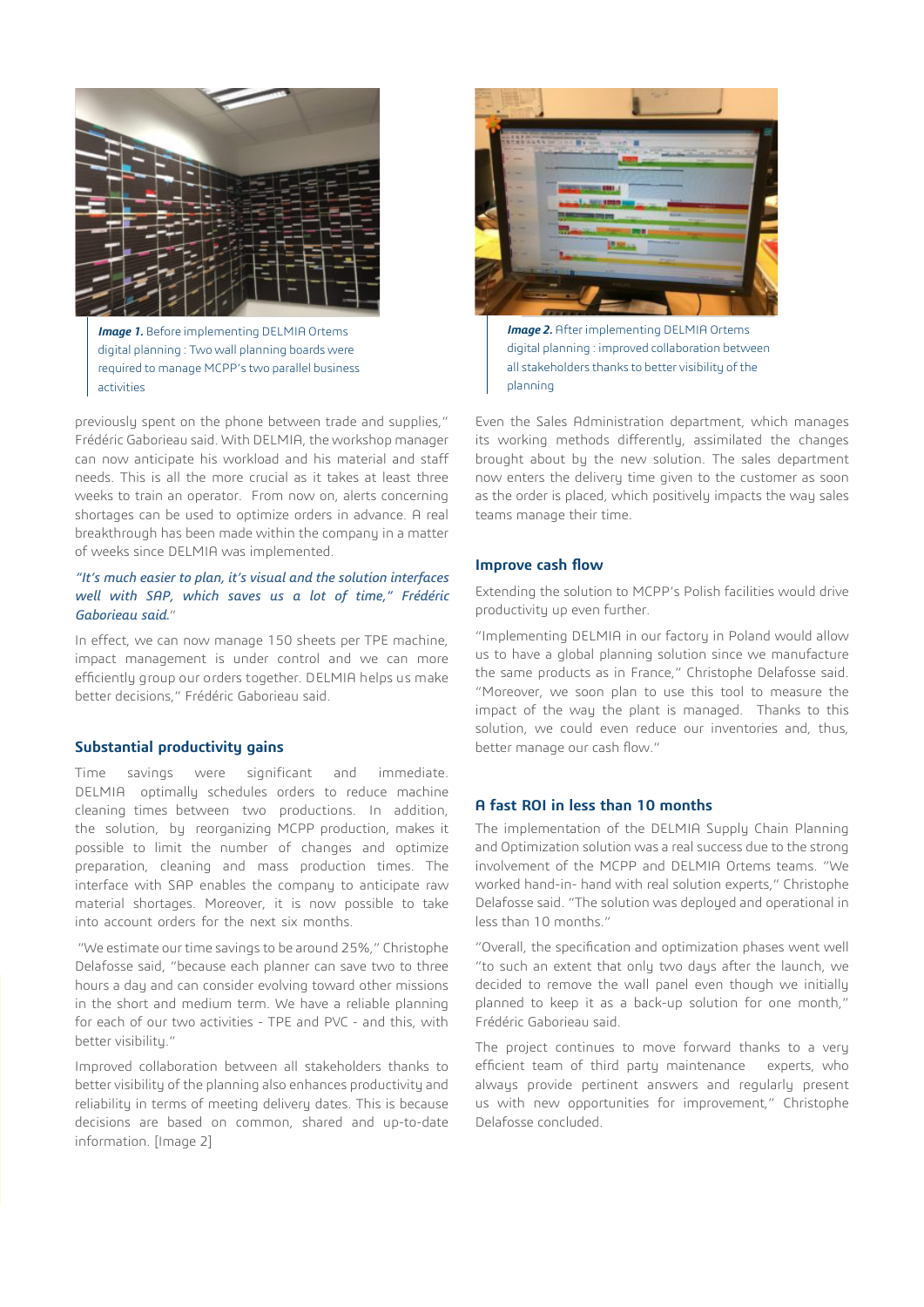*Image 1.* Before implementing DELMIA Ortems digital planning : Two wall planning boards were required to manage MCPP's two parallel business activities

previously spent on the phone between trade and supplies," Frédéric Gaborieau said. With DELMIA, the workshop manager can now anticipate his workload and his material and staff needs. This is all the more crucial as it takes at least three weeks to train an operator. From now on, alerts concerning shortages can be used to optimize orders in advance. A real breakthrough has been made within the company in a matter of weeks since DELMIA was implemented.

*"It's much easier to plan, it's visual and the solution interfaces well with SAP, which saves us a lot of time," Frédéric Gaborieau said.*"

In effect, we can now manage 150 sheets per TPE machine, impact management is under control and we can more efficiently group our orders together. DELMIA helps us make better decisions," Frédéric Gaborieau said.

## Substantial productivity gains

Time savings were significant and immediate. DELMIA optimally schedules orders to reduce machine cleaning times between two productions. In addition, the solution, by reorganizing MCPP production, makes it possible to limit the number of changes and optimize preparation, cleaning and mass production times. The interface with SAP enables the company to anticipate raw material shortages. Moreover, it is now possible to take into account orders for the next six months.

"We estimate our time savings to be around 25%," Christophe Delafosse said, "because each planner can save two to three hours a day and can consider evolving toward other missions in the short and medium term. We have a reliable planning for each of our two activities - TPE and PVC - and this, with better visibility."

Improved collaboration between all stakeholders thanks to better visibility of the planning also enhances productivity and reliability in terms of meeting delivery dates. This is because decisions are based on common, shared and up-to-date information. [Image 2]

*Image 2.* After implementing DELMIA Ortems digital planning : improved collaboration between all stakeholders thanks to better visibility of the planning

Even the Sales Administration department, which manages its working methods differently, assimilated the changes brought about by the new solution. The sales department now enters the delivery time given to the customer as soon as the order is placed, which positively impacts the way sales teams manage their time.

## Improve cash flow

Extending the solution to MCPP's Polish facilities would drive productivity up even further.

"Implementing DELMIA in our factory in Poland would allow us to have a global planning solution since we manufacture the same products as in France," Christophe Delafosse said. "Moreover, we soon plan to use this tool to measure the impact of the way the plant is managed. Thanks to this solution, we could even reduce our inventories and, thus, better manage our cash flow."

## A fast ROI in less than 10 months

The implementation of the DELMIA Supply Chain Planning and Optimization solution was a real success due to the strong involvement of the MCPP and DELMIA Ortems teams. "We worked hand-in- hand with real solution experts," Christophe Delafosse said. "The solution was deployed and operational in less than 10 months."

"Overall, the specification and optimization phases went well "to such an extent that only two days after the launch, we decided to remove the wall panel even though we initially planned to keep it as a back-up solution for one month," Frédéric Gaborieau said.

The project continues to move forward thanks to a very efficient team of third party maintenance experts, who always provide pertinent answers and regularly present us with new opportunities for improvement," Christophe Delafosse concluded.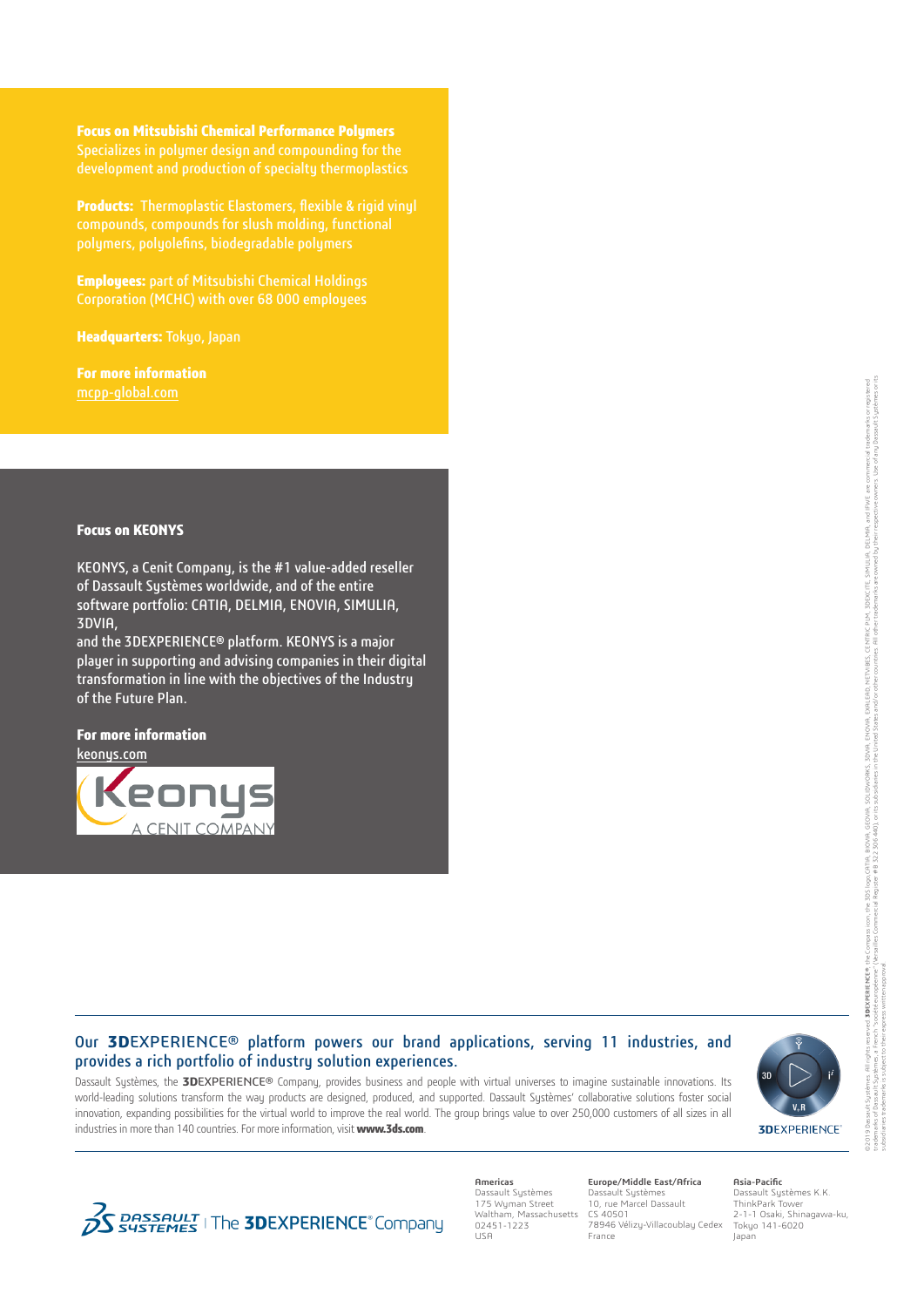**Focus on Mitsubishi Chemical Performance Polymers**
Specializes in polymer design and compounding for the development and production of specialty thermoplastics

**Products:** Thermoplastic Elastomers, flexible & rigid vinyl compounds, compounds for slush molding, functional polymers, polyolefins, biodegradable polymers

**Employees:** part of Mitsubishi Chemical Holdings Corporation (MCHC) with over 68 000 employees

**Headquarters:** Tokyo, Japan

**For more information**
mcpp-global.com

**Focus on KEONYS**

KEONYS, a Cenit Company, is the #1 value-added reseller of Dassault Systèmes worldwide, and of the entire software portfolio: CATIA, DELMIA, ENOVIA, SIMULIA, 3DVIA,
and the 3DEXPERIENCE® platform. KEONYS is a major player in supporting and advising companies in their digital transformation in line with the objectives of the Industry of the Future Plan.

**For more information**
keonys.com

Keonys
A CENIT COMPANY

## Our **3D**EXPERIENCE® platform powers our brand applications, serving 11 industries, and provides a rich portfolio of industry solution experiences.

Dassault Systèmes, the **3D**EXPERIENCE® Company, provides business and people with virtual universes to imagine sustainable innovations. Its world-leading solutions transform the way products are designed, produced, and supported. Dassault Systèmes' collaborative solutions foster social innovation, expanding possibilities for the virtual world to improve the real world. The group brings value to over 250,000 customers of all sizes in all industries in more than 140 countries. For more information, visit **www.3ds.com**.

**3D**EXPERIENCE®

DASSAULT SYSTEMES | The **3D**EXPERIENCE® Company

**Americas**
Dassault Systèmes
175 Wyman Street
Waltham, Massachusetts
02451-1223
USA

**Europe/Middle East/Africa**
Dassault Systèmes
10, rue Marcel Dassault
CS 40501
78946 Vélizy-Villacoublay Cedex
France

**Asia-Pacific**
Dassault Systèmes K.K.
ThinkPark Tower
2-1-1 Osaki, Shinagawa-ku,
Tokyo 141-6020
Japan